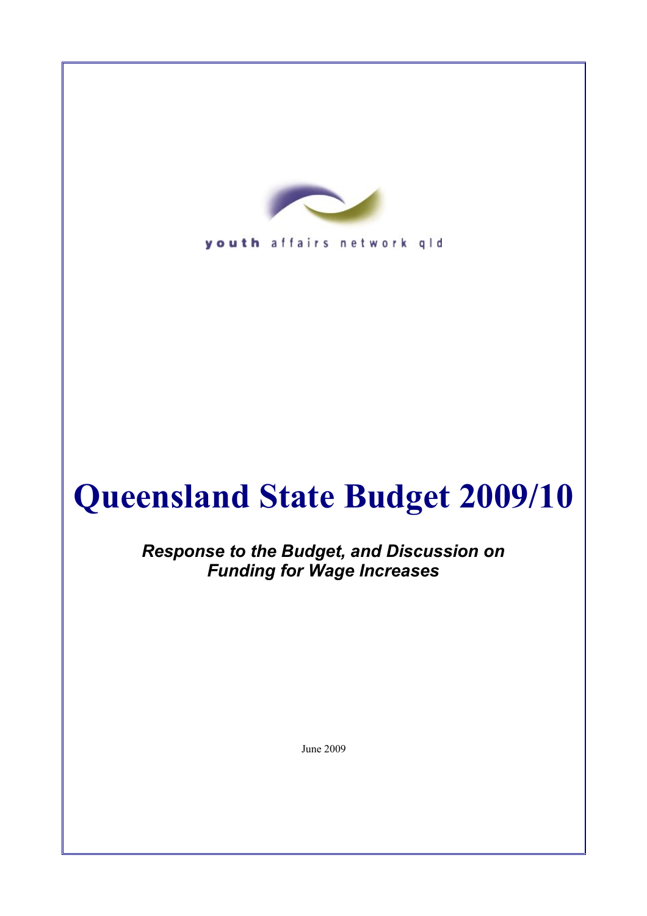youth affairs network qld

# Queensland State Budget 2009/10

***Response to the Budget, and Discussion on Funding for Wage Increases***

June 2009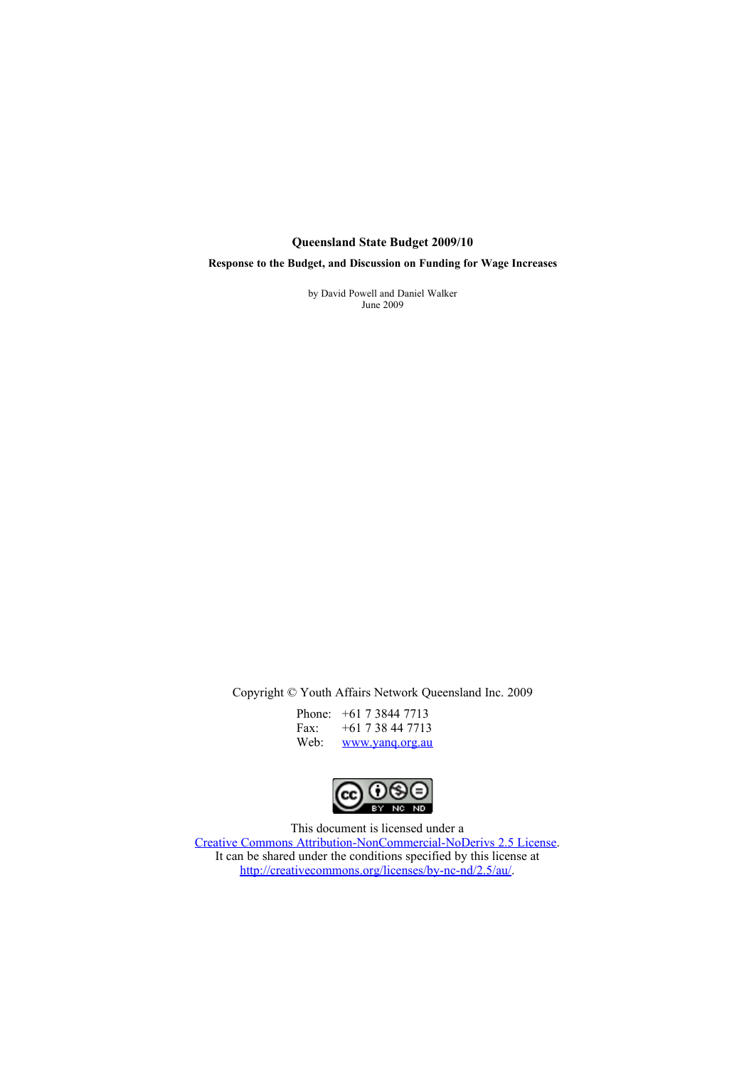**Queensland State Budget 2009/10**

**Response to the Budget, and Discussion on Funding for Wage Increases**

by David Powell and Daniel Walker
June 2009

Copyright © Youth Affairs Network Queensland Inc. 2009

Phone: +61 7 3844 7713
Fax: +61 7 38 44 7713
Web: www.yanq.org.au

This document is licensed under a
Creative Commons Attribution-NonCommercial-NoDerivs 2.5 License.
It can be shared under the conditions specified by this license at
http://creativecommons.org/licenses/by-nc-nd/2.5/au/.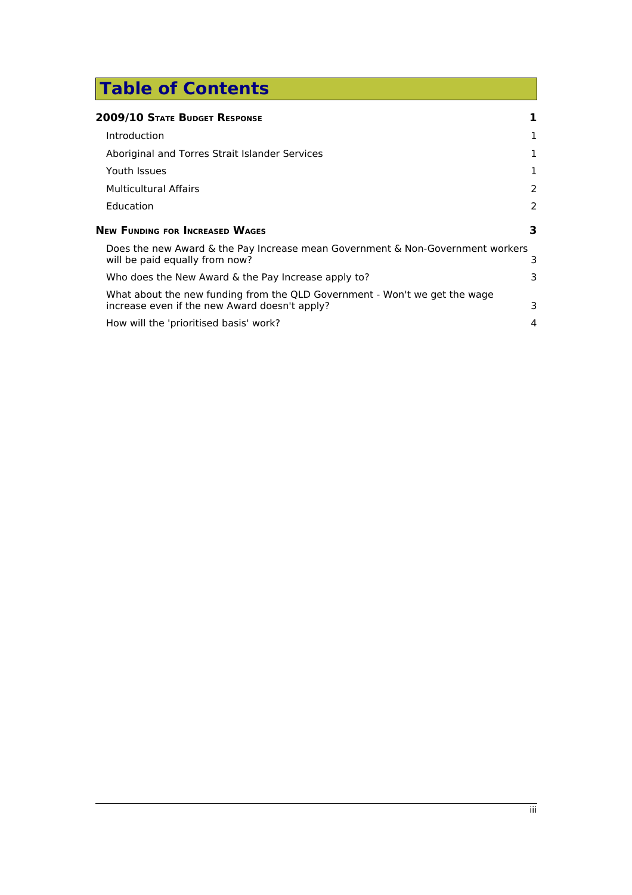# Table of Contents

| | |
|---|---|
| **2009/10 STATE BUDGET RESPONSE** | **1** |
| Introduction | 1 |
| Aboriginal and Torres Strait Islander Services | 1 |
| Youth Issues | 1 |
| Multicultural Affairs | 2 |
| Education | 2 |
| **NEW FUNDING FOR INCREASED WAGES** | **3** |
| Does the new Award & the Pay Increase mean Government & Non-Government workers will be paid equally from now? | 3 |
| Who does the New Award & the Pay Increase apply to? | 3 |
| What about the new funding from the QLD Government - Won't we get the wage increase even if the new Award doesn't apply? | 3 |
| How will the 'prioritised basis' work? | 4 |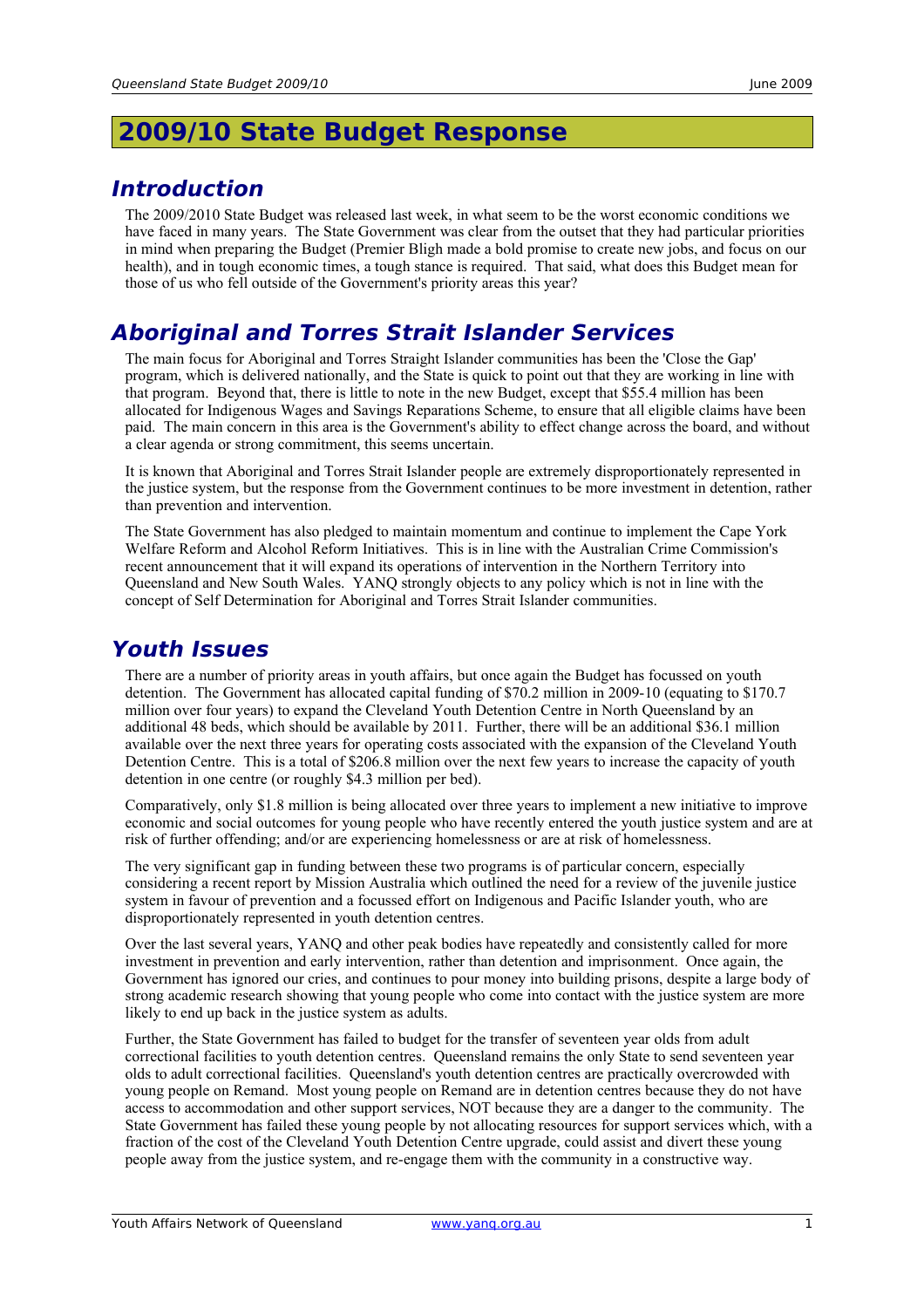# 2009/10 State Budget Response

## Introduction

The 2009/2010 State Budget was released last week, in what seem to be the worst economic conditions we have faced in many years. The State Government was clear from the outset that they had particular priorities in mind when preparing the Budget (Premier Bligh made a bold promise to create new jobs, and focus on our health), and in tough economic times, a tough stance is required. That said, what does this Budget mean for those of us who fell outside of the Government's priority areas this year?

## Aboriginal and Torres Strait Islander Services

The main focus for Aboriginal and Torres Straight Islander communities has been the 'Close the Gap' program, which is delivered nationally, and the State is quick to point out that they are working in line with that program. Beyond that, there is little to note in the new Budget, except that $55.4 million has been allocated for Indigenous Wages and Savings Reparations Scheme, to ensure that all eligible claims have been paid. The main concern in this area is the Government's ability to effect change across the board, and without a clear agenda or strong commitment, this seems uncertain.

It is known that Aboriginal and Torres Strait Islander people are extremely disproportionately represented in the justice system, but the response from the Government continues to be more investment in detention, rather than prevention and intervention.

The State Government has also pledged to maintain momentum and continue to implement the Cape York Welfare Reform and Alcohol Reform Initiatives. This is in line with the Australian Crime Commission's recent announcement that it will expand its operations of intervention in the Northern Territory into Queensland and New South Wales. YANQ strongly objects to any policy which is not in line with the concept of Self Determination for Aboriginal and Torres Strait Islander communities.

## Youth Issues

There are a number of priority areas in youth affairs, but once again the Budget has focussed on youth detention. The Government has allocated capital funding of $70.2 million in 2009-10 (equating to $170.7 million over four years) to expand the Cleveland Youth Detention Centre in North Queensland by an additional 48 beds, which should be available by 2011. Further, there will be an additional $36.1 million available over the next three years for operating costs associated with the expansion of the Cleveland Youth Detention Centre. This is a total of $206.8 million over the next few years to increase the capacity of youth detention in one centre (or roughly $4.3 million per bed).

Comparatively, only $1.8 million is being allocated over three years to implement a new initiative to improve economic and social outcomes for young people who have recently entered the youth justice system and are at risk of further offending; and/or are experiencing homelessness or are at risk of homelessness.

The very significant gap in funding between these two programs is of particular concern, especially considering a recent report by Mission Australia which outlined the need for a review of the juvenile justice system in favour of prevention and a focussed effort on Indigenous and Pacific Islander youth, who are disproportionately represented in youth detention centres.

Over the last several years, YANQ and other peak bodies have repeatedly and consistently called for more investment in prevention and early intervention, rather than detention and imprisonment. Once again, the Government has ignored our cries, and continues to pour money into building prisons, despite a large body of strong academic research showing that young people who come into contact with the justice system are more likely to end up back in the justice system as adults.

Further, the State Government has failed to budget for the transfer of seventeen year olds from adult correctional facilities to youth detention centres. Queensland remains the only State to send seventeen year olds to adult correctional facilities. Queensland's youth detention centres are practically overcrowded with young people on Remand. Most young people on Remand are in detention centres because they do not have access to accommodation and other support services, NOT because they are a danger to the community. The State Government has failed these young people by not allocating resources for support services which, with a fraction of the cost of the Cleveland Youth Detention Centre upgrade, could assist and divert these young people away from the justice system, and re-engage them with the community in a constructive way.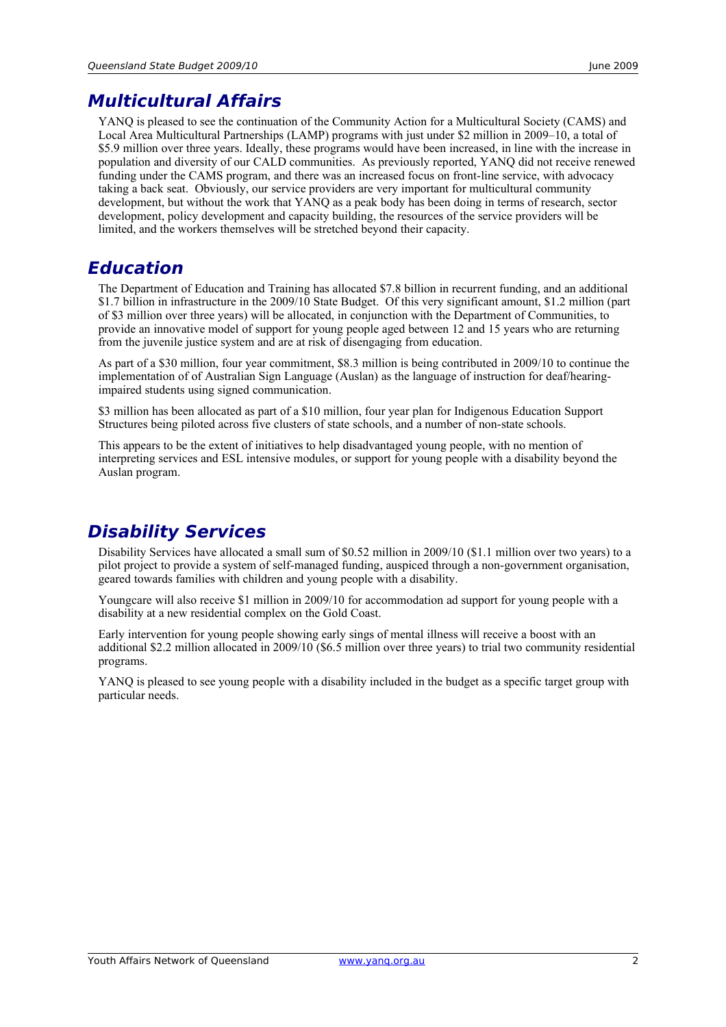## Multicultural Affairs

YANQ is pleased to see the continuation of the Community Action for a Multicultural Society (CAMS) and Local Area Multicultural Partnerships (LAMP) programs with just under $2 million in 2009–10, a total of $5.9 million over three years. Ideally, these programs would have been increased, in line with the increase in population and diversity of our CALD communities. As previously reported, YANQ did not receive renewed funding under the CAMS program, and there was an increased focus on front-line service, with advocacy taking a back seat. Obviously, our service providers are very important for multicultural community development, but without the work that YANQ as a peak body has been doing in terms of research, sector development, policy development and capacity building, the resources of the service providers will be limited, and the workers themselves will be stretched beyond their capacity.

## Education

The Department of Education and Training has allocated $7.8 billion in recurrent funding, and an additional $1.7 billion in infrastructure in the 2009/10 State Budget. Of this very significant amount, $1.2 million (part of $3 million over three years) will be allocated, in conjunction with the Department of Communities, to provide an innovative model of support for young people aged between 12 and 15 years who are returning from the juvenile justice system and are at risk of disengaging from education.

As part of a $30 million, four year commitment, $8.3 million is being contributed in 2009/10 to continue the implementation of of Australian Sign Language (Auslan) as the language of instruction for deaf/hearing-impaired students using signed communication.

$3 million has been allocated as part of a $10 million, four year plan for Indigenous Education Support Structures being piloted across five clusters of state schools, and a number of non-state schools.

This appears to be the extent of initiatives to help disadvantaged young people, with no mention of interpreting services and ESL intensive modules, or support for young people with a disability beyond the Auslan program.

## Disability Services

Disability Services have allocated a small sum of $0.52 million in 2009/10 ($1.1 million over two years) to a pilot project to provide a system of self-managed funding, auspiced through a non-government organisation, geared towards families with children and young people with a disability.

Youngcare will also receive $1 million in 2009/10 for accommodation ad support for young people with a disability at a new residential complex on the Gold Coast.

Early intervention for young people showing early sings of mental illness will receive a boost with an additional $2.2 million allocated in 2009/10 ($6.5 million over three years) to trial two community residential programs.

YANQ is pleased to see young people with a disability included in the budget as a specific target group with particular needs.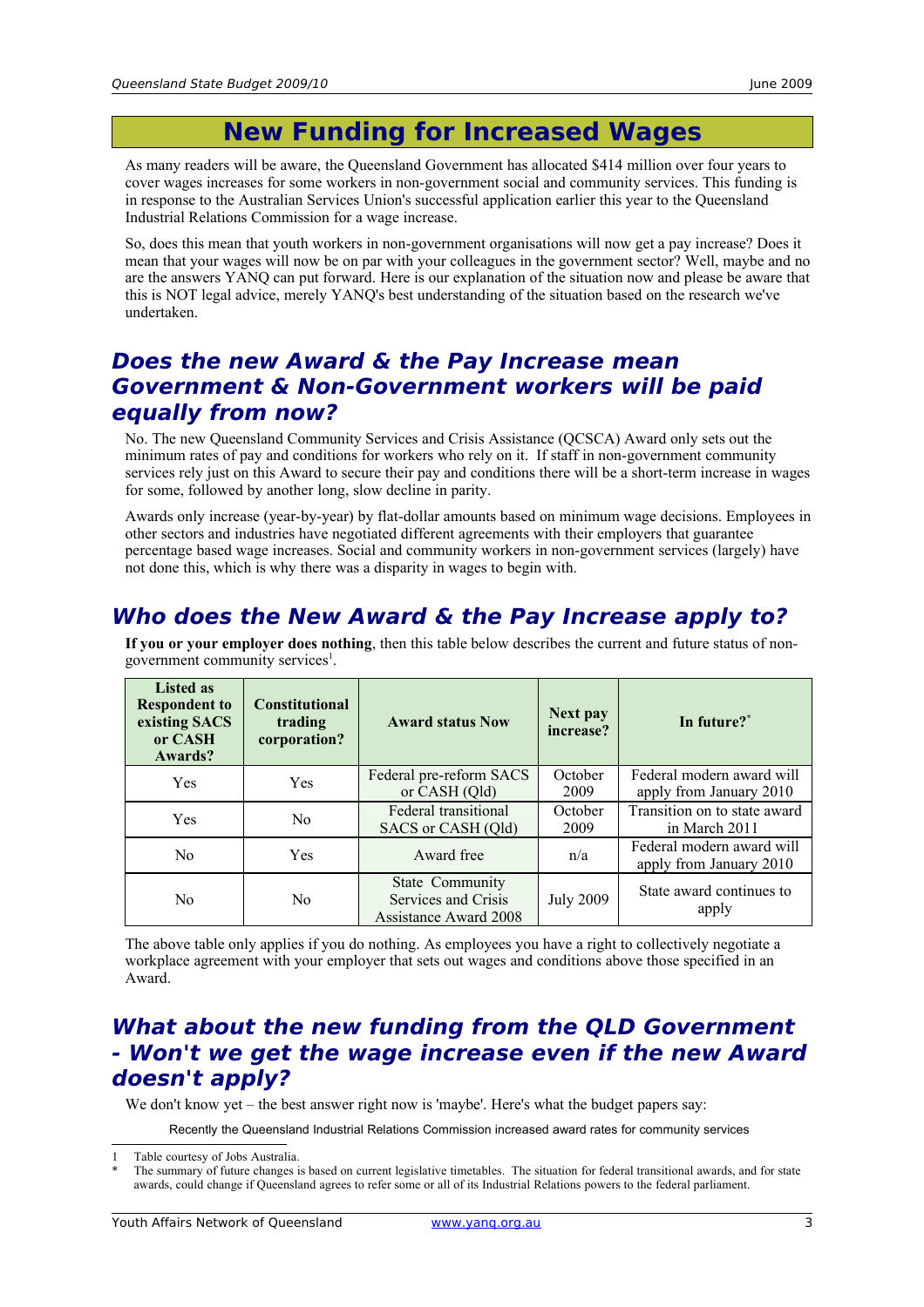# New Funding for Increased Wages

As many readers will be aware, the Queensland Government has allocated $414 million over four years to cover wages increases for some workers in non-government social and community services. This funding is in response to the Australian Services Union's successful application earlier this year to the Queensland Industrial Relations Commission for a wage increase.

So, does this mean that youth workers in non-government organisations will now get a pay increase? Does it mean that your wages will now be on par with your colleagues in the government sector? Well, maybe and no are the answers YANQ can put forward. Here is our explanation of the situation now and please be aware that this is NOT legal advice, merely YANQ's best understanding of the situation based on the research we've undertaken.

## Does the new Award & the Pay Increase mean Government & Non-Government workers will be paid equally from now?

No. The new Queensland Community Services and Crisis Assistance (QCSCA) Award only sets out the minimum rates of pay and conditions for workers who rely on it. If staff in non-government community services rely just on this Award to secure their pay and conditions there will be a short-term increase in wages for some, followed by another long, slow decline in parity.

Awards only increase (year-by-year) by flat-dollar amounts based on minimum wage decisions. Employees in other sectors and industries have negotiated different agreements with their employers that guarantee percentage based wage increases. Social and community workers in non-government services (largely) have not done this, which is why there was a disparity in wages to begin with.

## Who does the New Award & the Pay Increase apply to?

**If you or your employer does nothing**, then this table below describes the current and future status of non-government community services[1].

| Listed as Respondent to existing SACS or CASH Awards? | Constitutional trading corporation? | Award status Now | Next pay increase? | In future?* |
|---|---|---|---|---|
| Yes | Yes | Federal pre-reform SACS or CASH (Qld) | October 2009 | Federal modern award will apply from January 2010 |
| Yes | No | Federal transitional SACS or CASH (Qld) | October 2009 | Transition on to state award in March 2011 |
| No | Yes | Award free | n/a | Federal modern award will apply from January 2010 |
| No | No | State Community Services and Crisis Assistance Award 2008 | July 2009 | State award continues to apply |

The above table only applies if you do nothing. As employees you have a right to collectively negotiate a workplace agreement with your employer that sets out wages and conditions above those specified in an Award.

## What about the new funding from the QLD Government - Won't we get the wage increase even if the new Award doesn't apply?

We don't know yet – the best answer right now is 'maybe'. Here's what the budget papers say:

Recently the Queensland Industrial Relations Commission increased award rates for community services

---

1 Table courtesy of Jobs Australia.

\* The summary of future changes is based on current legislative timetables. The situation for federal transitional awards, and for state awards, could change if Queensland agrees to refer some or all of its Industrial Relations powers to the federal parliament.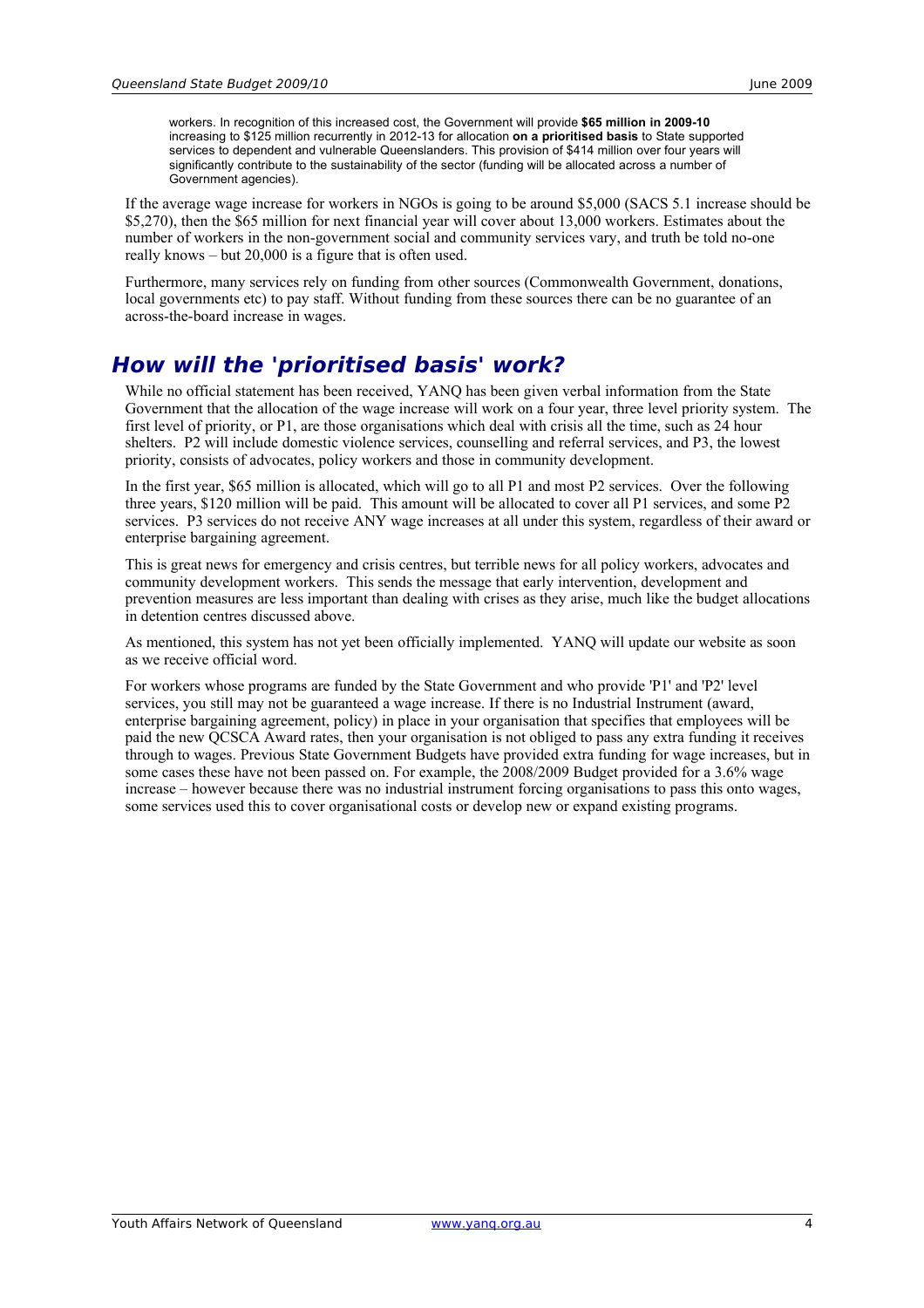> workers. In recognition of this increased cost, the Government will provide **$65 million in 2009-10** increasing to $125 million recurrently in 2012-13 for allocation **on a prioritised basis** to State supported services to dependent and vulnerable Queenslanders. This provision of $414 million over four years will significantly contribute to the sustainability of the sector (funding will be allocated across a number of Government agencies).

If the average wage increase for workers in NGOs is going to be around $5,000 (SACS 5.1 increase should be $5,270), then the $65 million for next financial year will cover about 13,000 workers. Estimates about the number of workers in the non-government social and community services vary, and truth be told no-one really knows – but 20,000 is a figure that is often used.

Furthermore, many services rely on funding from other sources (Commonwealth Government, donations, local governments etc) to pay staff. Without funding from these sources there can be no guarantee of an across-the-board increase in wages.

## *How will the 'prioritised basis' work?*

While no official statement has been received, YANQ has been given verbal information from the State Government that the allocation of the wage increase will work on a four year, three level priority system. The first level of priority, or P1, are those organisations which deal with crisis all the time, such as 24 hour shelters. P2 will include domestic violence services, counselling and referral services, and P3, the lowest priority, consists of advocates, policy workers and those in community development.

In the first year, $65 million is allocated, which will go to all P1 and most P2 services. Over the following three years, $120 million will be paid. This amount will be allocated to cover all P1 services, and some P2 services. P3 services do not receive ANY wage increases at all under this system, regardless of their award or enterprise bargaining agreement.

This is great news for emergency and crisis centres, but terrible news for all policy workers, advocates and community development workers. This sends the message that early intervention, development and prevention measures are less important than dealing with crises as they arise, much like the budget allocations in detention centres discussed above.

As mentioned, this system has not yet been officially implemented. YANQ will update our website as soon as we receive official word.

For workers whose programs are funded by the State Government and who provide 'P1' and 'P2' level services, you still may not be guaranteed a wage increase. If there is no Industrial Instrument (award, enterprise bargaining agreement, policy) in place in your organisation that specifies that employees will be paid the new QCSCA Award rates, then your organisation is not obliged to pass any extra funding it receives through to wages. Previous State Government Budgets have provided extra funding for wage increases, but in some cases these have not been passed on. For example, the 2008/2009 Budget provided for a 3.6% wage increase – however because there was no industrial instrument forcing organisations to pass this onto wages, some services used this to cover organisational costs or develop new or expand existing programs.